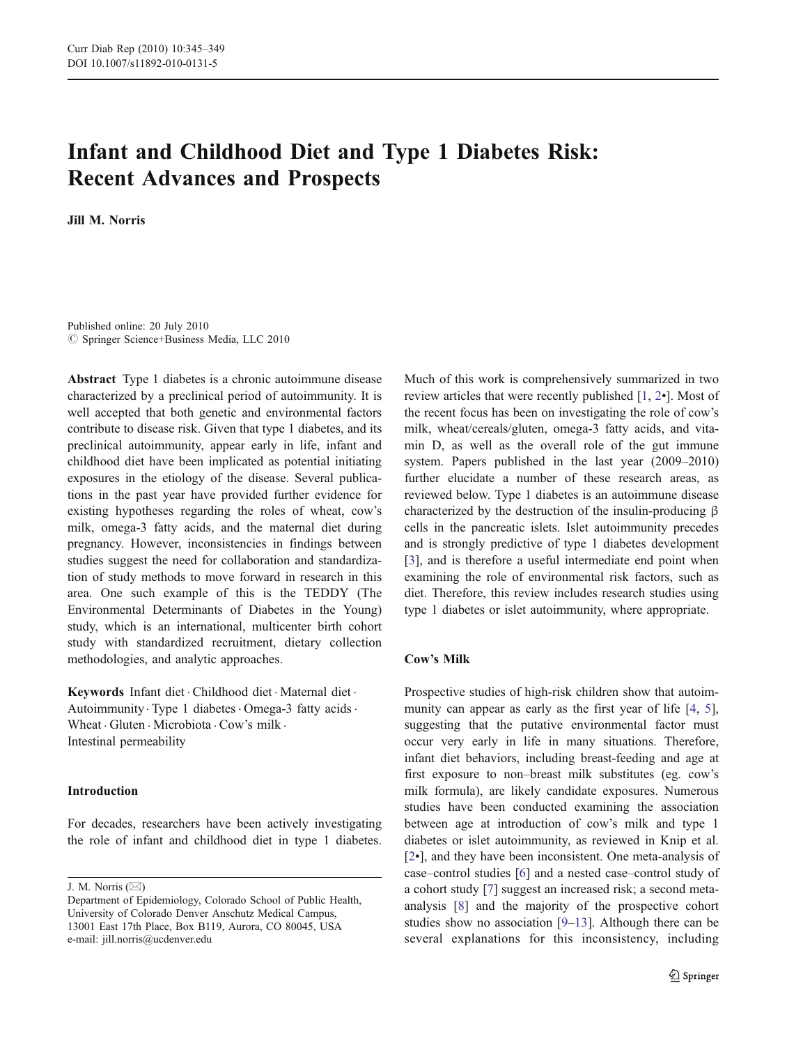# Infant and Childhood Diet and Type 1 Diabetes Risk: Recent Advances and Prospects

**Jill M. Norris**

Published online: 20 July 2010
© Springer Science+Business Media, LLC 2010

**Abstract** Type 1 diabetes is a chronic autoimmune disease characterized by a preclinical period of autoimmunity. It is well accepted that both genetic and environmental factors contribute to disease risk. Given that type 1 diabetes, and its preclinical autoimmunity, appear early in life, infant and childhood diet have been implicated as potential initiating exposures in the etiology of the disease. Several publications in the past year have provided further evidence for existing hypotheses regarding the roles of wheat, cow's milk, omega-3 fatty acids, and the maternal diet during pregnancy. However, inconsistencies in findings between studies suggest the need for collaboration and standardization of study methods to move forward in research in this area. One such example of this is the TEDDY (The Environmental Determinants of Diabetes in the Young) study, which is an international, multicenter birth cohort study with standardized recruitment, dietary collection methodologies, and analytic approaches.

**Keywords** Infant diet · Childhood diet · Maternal diet · Autoimmunity · Type 1 diabetes · Omega-3 fatty acids · Wheat · Gluten · Microbiota · Cow's milk · Intestinal permeability

J. M. Norris (✉)
Department of Epidemiology, Colorado School of Public Health, University of Colorado Denver Anschutz Medical Campus, 13001 East 17th Place, Box B119, Aurora, CO 80045, USA
e-mail: jill.norris@ucdenver.edu

## Introduction

For decades, researchers have been actively investigating the role of infant and childhood diet in type 1 diabetes. Much of this work is comprehensively summarized in two review articles that were recently published [1, 2•]. Most of the recent focus has been on investigating the role of cow's milk, wheat/cereals/gluten, omega-3 fatty acids, and vitamin D, as well as the overall role of the gut immune system. Papers published in the last year (2009–2010) further elucidate a number of these research areas, as reviewed below. Type 1 diabetes is an autoimmune disease characterized by the destruction of the insulin-producing β cells in the pancreatic islets. Islet autoimmunity precedes and is strongly predictive of type 1 diabetes development [3], and is therefore a useful intermediate end point when examining the role of environmental risk factors, such as diet. Therefore, this review includes research studies using type 1 diabetes or islet autoimmunity, where appropriate.

## Cow's Milk

Prospective studies of high-risk children show that autoimmunity can appear as early as the first year of life [4, 5], suggesting that the putative environmental factor must occur very early in life in many situations. Therefore, infant diet behaviors, including breast-feeding and age at first exposure to non–breast milk substitutes (eg. cow's milk formula), are likely candidate exposures. Numerous studies have been conducted examining the association between age at introduction of cow's milk and type 1 diabetes or islet autoimmunity, as reviewed in Knip et al. [2•], and they have been inconsistent. One meta-analysis of case–control studies [6] and a nested case–control study of a cohort study [7] suggest an increased risk; a second meta-analysis [8] and the majority of the prospective cohort studies show no association [9–13]. Although there can be several explanations for this inconsistency, including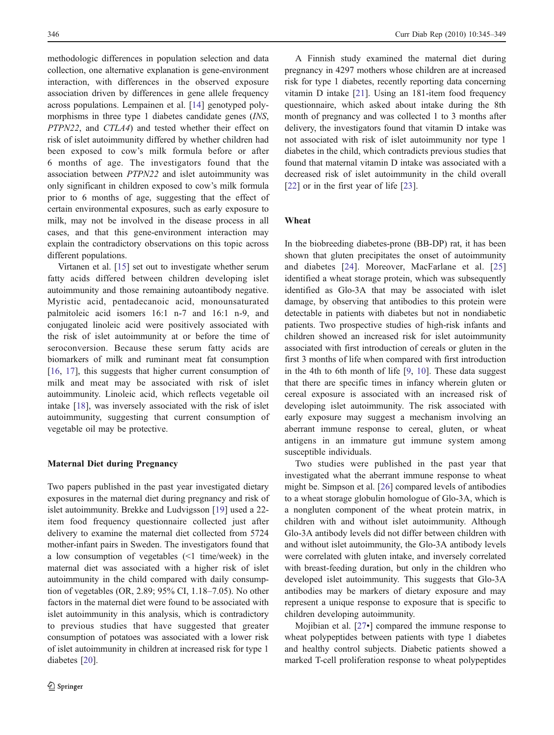methodologic differences in population selection and data collection, one alternative explanation is gene-environment interaction, with differences in the observed exposure association driven by differences in gene allele frequency across populations. Lempainen et al. [14] genotyped polymorphisms in three type 1 diabetes candidate genes (*INS*, *PTPN22*, and *CTLA4*) and tested whether their effect on risk of islet autoimmunity differed by whether children had been exposed to cow's milk formula before or after 6 months of age. The investigators found that the association between *PTPN22* and islet autoimmunity was only significant in children exposed to cow's milk formula prior to 6 months of age, suggesting that the effect of certain environmental exposures, such as early exposure to milk, may not be involved in the disease process in all cases, and that this gene-environment interaction may explain the contradictory observations on this topic across different populations.

Virtanen et al. [15] set out to investigate whether serum fatty acids differed between children developing islet autoimmunity and those remaining autoantibody negative. Myristic acid, pentadecanoic acid, monounsaturated palmitoleic acid isomers 16:1 n-7 and 16:1 n-9, and conjugated linoleic acid were positively associated with the risk of islet autoimmunity at or before the time of seroconversion. Because these serum fatty acids are biomarkers of milk and ruminant meat fat consumption [16, 17], this suggests that higher current consumption of milk and meat may be associated with risk of islet autoimmunity. Linoleic acid, which reflects vegetable oil intake [18], was inversely associated with the risk of islet autoimmunity, suggesting that current consumption of vegetable oil may be protective.

### Maternal Diet during Pregnancy

Two papers published in the past year investigated dietary exposures in the maternal diet during pregnancy and risk of islet autoimmunity. Brekke and Ludvigsson [19] used a 22-item food frequency questionnaire collected just after delivery to examine the maternal diet collected from 5724 mother-infant pairs in Sweden. The investigators found that a low consumption of vegetables (<1 time/week) in the maternal diet was associated with a higher risk of islet autoimmunity in the child compared with daily consumption of vegetables (OR, 2.89; 95% CI, 1.18–7.05). No other factors in the maternal diet were found to be associated with islet autoimmunity in this analysis, which is contradictory to previous studies that have suggested that greater consumption of potatoes was associated with a lower risk of islet autoimmunity in children at increased risk for type 1 diabetes [20].

A Finnish study examined the maternal diet during pregnancy in 4297 mothers whose children are at increased risk for type 1 diabetes, recently reporting data concerning vitamin D intake [21]. Using an 181-item food frequency questionnaire, which asked about intake during the 8th month of pregnancy and was collected 1 to 3 months after delivery, the investigators found that vitamin D intake was not associated with risk of islet autoimmunity nor type 1 diabetes in the child, which contradicts previous studies that found that maternal vitamin D intake was associated with a decreased risk of islet autoimmunity in the child overall [22] or in the first year of life [23].

### Wheat

In the biobreeding diabetes-prone (BB-DP) rat, it has been shown that gluten precipitates the onset of autoimmunity and diabetes [24]. Moreover, MacFarlane et al. [25] identified a wheat storage protein, which was subsequently identified as Glo-3A that may be associated with islet damage, by observing that antibodies to this protein were detectable in patients with diabetes but not in nondiabetic patients. Two prospective studies of high-risk infants and children showed an increased risk for islet autoimmunity associated with first introduction of cereals or gluten in the first 3 months of life when compared with first introduction in the 4th to 6th month of life [9, 10]. These data suggest that there are specific times in infancy wherein gluten or cereal exposure is associated with an increased risk of developing islet autoimmunity. The risk associated with early exposure may suggest a mechanism involving an aberrant immune response to cereal, gluten, or wheat antigens in an immature gut immune system among susceptible individuals.

Two studies were published in the past year that investigated what the aberrant immune response to wheat might be. Simpson et al. [26] compared levels of antibodies to a wheat storage globulin homologue of Glo-3A, which is a nongluten component of the wheat protein matrix, in children with and without islet autoimmunity. Although Glo-3A antibody levels did not differ between children with and without islet autoimmunity, the Glo-3A antibody levels were correlated with gluten intake, and inversely correlated with breast-feeding duration, but only in the children who developed islet autoimmunity. This suggests that Glo-3A antibodies may be markers of dietary exposure and may represent a unique response to exposure that is specific to children developing autoimmunity.

Mojibian et al. [27•] compared the immune response to wheat polypeptides between patients with type 1 diabetes and healthy control subjects. Diabetic patients showed a marked T-cell proliferation response to wheat polypeptides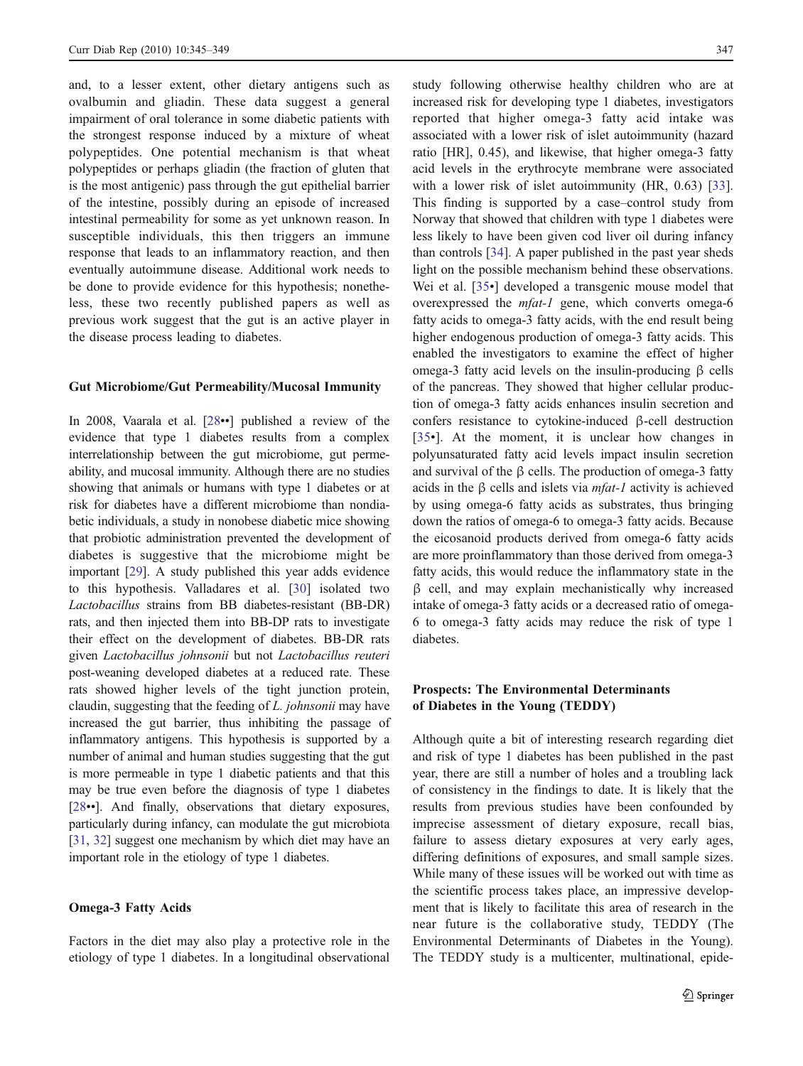and, to a lesser extent, other dietary antigens such as ovalbumin and gliadin. These data suggest a general impairment of oral tolerance in some diabetic patients with the strongest response induced by a mixture of wheat polypeptides. One potential mechanism is that wheat polypeptides or perhaps gliadin (the fraction of gluten that is the most antigenic) pass through the gut epithelial barrier of the intestine, possibly during an episode of increased intestinal permeability for some as yet unknown reason. In susceptible individuals, this then triggers an immune response that leads to an inflammatory reaction, and then eventually autoimmune disease. Additional work needs to be done to provide evidence for this hypothesis; nonetheless, these two recently published papers as well as previous work suggest that the gut is an active player in the disease process leading to diabetes.

## Gut Microbiome/Gut Permeability/Mucosal Immunity

In 2008, Vaarala et al. [28••] published a review of the evidence that type 1 diabetes results from a complex interrelationship between the gut microbiome, gut permeability, and mucosal immunity. Although there are no studies showing that animals or humans with type 1 diabetes or at risk for diabetes have a different microbiome than nondiabetic individuals, a study in nonobese diabetic mice showing that probiotic administration prevented the development of diabetes is suggestive that the microbiome might be important [29]. A study published this year adds evidence to this hypothesis. Valladares et al. [30] isolated two *Lactobacillus* strains from BB diabetes-resistant (BB-DR) rats, and then injected them into BB-DP rats to investigate their effect on the development of diabetes. BB-DR rats given *Lactobacillus johnsonii* but not *Lactobacillus reuteri* post-weaning developed diabetes at a reduced rate. These rats showed higher levels of the tight junction protein, claudin, suggesting that the feeding of *L. johnsonii* may have increased the gut barrier, thus inhibiting the passage of inflammatory antigens. This hypothesis is supported by a number of animal and human studies suggesting that the gut is more permeable in type 1 diabetic patients and that this may be true even before the diagnosis of type 1 diabetes [28••]. And finally, observations that dietary exposures, particularly during infancy, can modulate the gut microbiota [31, 32] suggest one mechanism by which diet may have an important role in the etiology of type 1 diabetes.

## Omega-3 Fatty Acids

Factors in the diet may also play a protective role in the etiology of type 1 diabetes. In a longitudinal observational study following otherwise healthy children who are at increased risk for developing type 1 diabetes, investigators reported that higher omega-3 fatty acid intake was associated with a lower risk of islet autoimmunity (hazard ratio [HR], 0.45), and likewise, that higher omega-3 fatty acid levels in the erythrocyte membrane were associated with a lower risk of islet autoimmunity (HR, 0.63) [33]. This finding is supported by a case–control study from Norway that showed that children with type 1 diabetes were less likely to have been given cod liver oil during infancy than controls [34]. A paper published in the past year sheds light on the possible mechanism behind these observations. Wei et al. [35•] developed a transgenic mouse model that overexpressed the *mfat-1* gene, which converts omega-6 fatty acids to omega-3 fatty acids, with the end result being higher endogenous production of omega-3 fatty acids. This enabled the investigators to examine the effect of higher omega-3 fatty acid levels on the insulin-producing β cells of the pancreas. They showed that higher cellular production of omega-3 fatty acids enhances insulin secretion and confers resistance to cytokine-induced β-cell destruction [35•]. At the moment, it is unclear how changes in polyunsaturated fatty acid levels impact insulin secretion and survival of the β cells. The production of omega-3 fatty acids in the β cells and islets via *mfat-1* activity is achieved by using omega-6 fatty acids as substrates, thus bringing down the ratios of omega-6 to omega-3 fatty acids. Because the eicosanoid products derived from omega-6 fatty acids are more proinflammatory than those derived from omega-3 fatty acids, this would reduce the inflammatory state in the β cell, and may explain mechanistically why increased intake of omega-3 fatty acids or a decreased ratio of omega-6 to omega-3 fatty acids may reduce the risk of type 1 diabetes.

## Prospects: The Environmental Determinants of Diabetes in the Young (TEDDY)

Although quite a bit of interesting research regarding diet and risk of type 1 diabetes has been published in the past year, there are still a number of holes and a troubling lack of consistency in the findings to date. It is likely that the results from previous studies have been confounded by imprecise assessment of dietary exposure, recall bias, failure to assess dietary exposures at very early ages, differing definitions of exposures, and small sample sizes. While many of these issues will be worked out with time as the scientific process takes place, an impressive development that is likely to facilitate this area of research in the near future is the collaborative study, TEDDY (The Environmental Determinants of Diabetes in the Young). The TEDDY study is a multicenter, multinational, epide-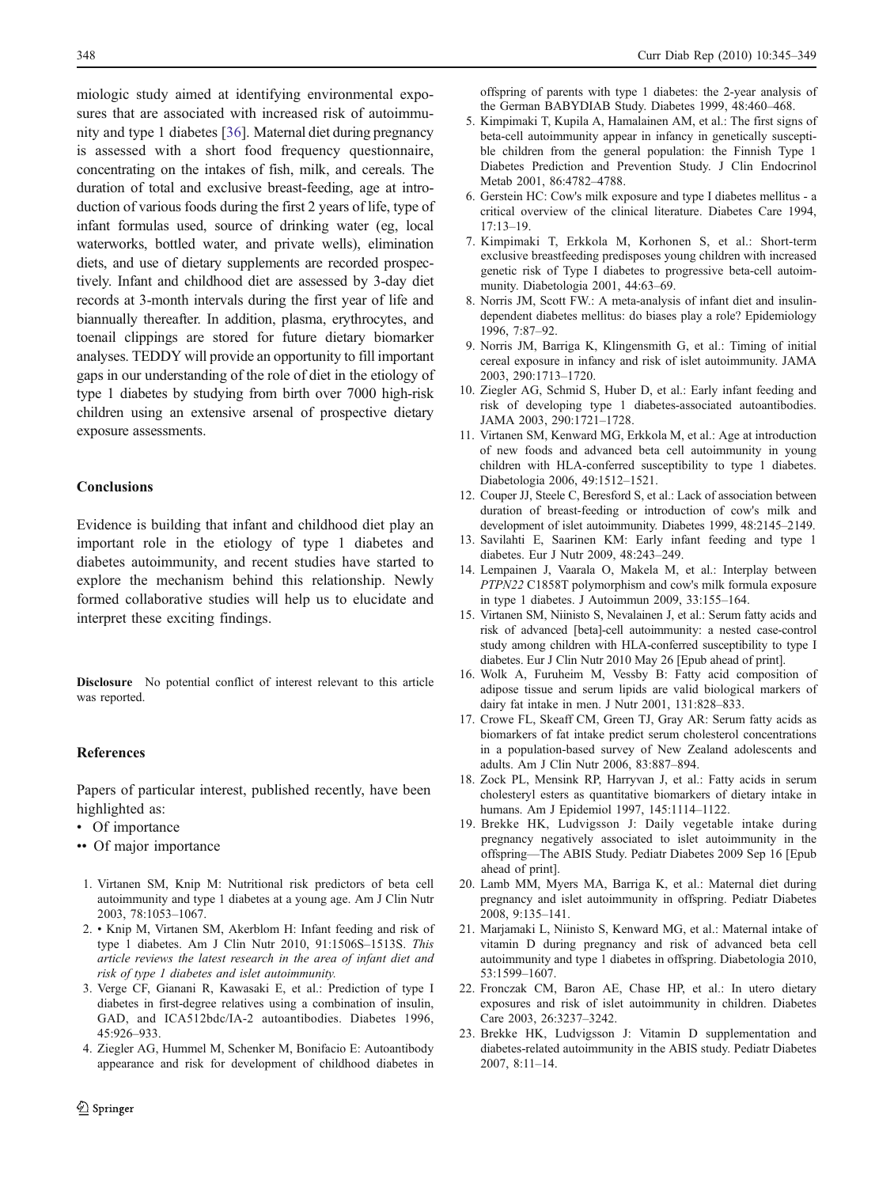miologic study aimed at identifying environmental exposures that are associated with increased risk of autoimmunity and type 1 diabetes [36]. Maternal diet during pregnancy is assessed with a short food frequency questionnaire, concentrating on the intakes of fish, milk, and cereals. The duration of total and exclusive breast-feeding, age at introduction of various foods during the first 2 years of life, type of infant formulas used, source of drinking water (eg, local waterworks, bottled water, and private wells), elimination diets, and use of dietary supplements are recorded prospectively. Infant and childhood diet are assessed by 3-day diet records at 3-month intervals during the first year of life and biannually thereafter. In addition, plasma, erythrocytes, and toenail clippings are stored for future dietary biomarker analyses. TEDDY will provide an opportunity to fill important gaps in our understanding of the role of diet in the etiology of type 1 diabetes by studying from birth over 7000 high-risk children using an extensive arsenal of prospective dietary exposure assessments.

## Conclusions

Evidence is building that infant and childhood diet play an important role in the etiology of type 1 diabetes and diabetes autoimmunity, and recent studies have started to explore the mechanism behind this relationship. Newly formed collaborative studies will help us to elucidate and interpret these exciting findings.

**Disclosure** No potential conflict of interest relevant to this article was reported.

## References

Papers of particular interest, published recently, have been highlighted as:

- • Of importance
- •• Of major importance

1. Virtanen SM, Knip M: Nutritional risk predictors of beta cell autoimmunity and type 1 diabetes at a young age. Am J Clin Nutr 2003, 78:1053–1067.
2. • Knip M, Virtanen SM, Akerblom H: Infant feeding and risk of type 1 diabetes. Am J Clin Nutr 2010, 91:1506S–1513S. *This article reviews the latest research in the area of infant diet and risk of type 1 diabetes and islet autoimmunity.*
3. Verge CF, Gianani R, Kawasaki E, et al.: Prediction of type I diabetes in first-degree relatives using a combination of insulin, GAD, and ICA512bdc/IA-2 autoantibodies. Diabetes 1996, 45:926–933.
4. Ziegler AG, Hummel M, Schenker M, Bonifacio E: Autoantibody appearance and risk for development of childhood diabetes in offspring of parents with type 1 diabetes: the 2-year analysis of the German BABYDIAB Study. Diabetes 1999, 48:460–468.
5. Kimpimaki T, Kupila A, Hamalainen AM, et al.: The first signs of beta-cell autoimmunity appear in infancy in genetically susceptible children from the general population: the Finnish Type 1 Diabetes Prediction and Prevention Study. J Clin Endocrinol Metab 2001, 86:4782–4788.
6. Gerstein HC: Cow's milk exposure and type I diabetes mellitus - a critical overview of the clinical literature. Diabetes Care 1994, 17:13–19.
7. Kimpimaki T, Erkkola M, Korhonen S, et al.: Short-term exclusive breastfeeding predisposes young children with increased genetic risk of Type I diabetes to progressive beta-cell autoimmunity. Diabetologia 2001, 44:63–69.
8. Norris JM, Scott FW.: A meta-analysis of infant diet and insulin-dependent diabetes mellitus: do biases play a role? Epidemiology 1996, 7:87–92.
9. Norris JM, Barriga K, Klingensmith G, et al.: Timing of initial cereal exposure in infancy and risk of islet autoimmunity. JAMA 2003, 290:1713–1720.
10. Ziegler AG, Schmid S, Huber D, et al.: Early infant feeding and risk of developing type 1 diabetes-associated autoantibodies. JAMA 2003, 290:1721–1728.
11. Virtanen SM, Kenward MG, Erkkola M, et al.: Age at introduction of new foods and advanced beta cell autoimmunity in young children with HLA-conferred susceptibility to type 1 diabetes. Diabetologia 2006, 49:1512–1521.
12. Couper JJ, Steele C, Beresford S, et al.: Lack of association between duration of breast-feeding or introduction of cow's milk and development of islet autoimmunity. Diabetes 1999, 48:2145–2149.
13. Savilahti E, Saarinen KM: Early infant feeding and type 1 diabetes. Eur J Nutr 2009, 48:243–249.
14. Lempainen J, Vaarala O, Makela M, et al.: Interplay between *PTPN22* C1858T polymorphism and cow's milk formula exposure in type 1 diabetes. J Autoimmun 2009, 33:155–164.
15. Virtanen SM, Niinisto S, Nevalainen J, et al.: Serum fatty acids and risk of advanced [beta]-cell autoimmunity: a nested case-control study among children with HLA-conferred susceptibility to type I diabetes. Eur J Clin Nutr 2010 May 26 [Epub ahead of print].
16. Wolk A, Furuheim M, Vessby B: Fatty acid composition of adipose tissue and serum lipids are valid biological markers of dairy fat intake in men. J Nutr 2001, 131:828–833.
17. Crowe FL, Skeaff CM, Green TJ, Gray AR: Serum fatty acids as biomarkers of fat intake predict serum cholesterol concentrations in a population-based survey of New Zealand adolescents and adults. Am J Clin Nutr 2006, 83:887–894.
18. Zock PL, Mensink RP, Harryvan J, et al.: Fatty acids in serum cholesteryl esters as quantitative biomarkers of dietary intake in humans. Am J Epidemiol 1997, 145:1114–1122.
19. Brekke HK, Ludvigsson J: Daily vegetable intake during pregnancy negatively associated to islet autoimmunity in the offspring—The ABIS Study. Pediatr Diabetes 2009 Sep 16 [Epub ahead of print].
20. Lamb MM, Myers MA, Barriga K, et al.: Maternal diet during pregnancy and islet autoimmunity in offspring. Pediatr Diabetes 2008, 9:135–141.
21. Marjamaki L, Niinisto S, Kenward MG, et al.: Maternal intake of vitamin D during pregnancy and risk of advanced beta cell autoimmunity and type 1 diabetes in offspring. Diabetologia 2010, 53:1599–1607.
22. Fronczak CM, Baron AE, Chase HP, et al.: In utero dietary exposures and risk of islet autoimmunity in children. Diabetes Care 2003, 26:3237–3242.
23. Brekke HK, Ludvigsson J: Vitamin D supplementation and diabetes-related autoimmunity in the ABIS study. Pediatr Diabetes 2007, 8:11–14.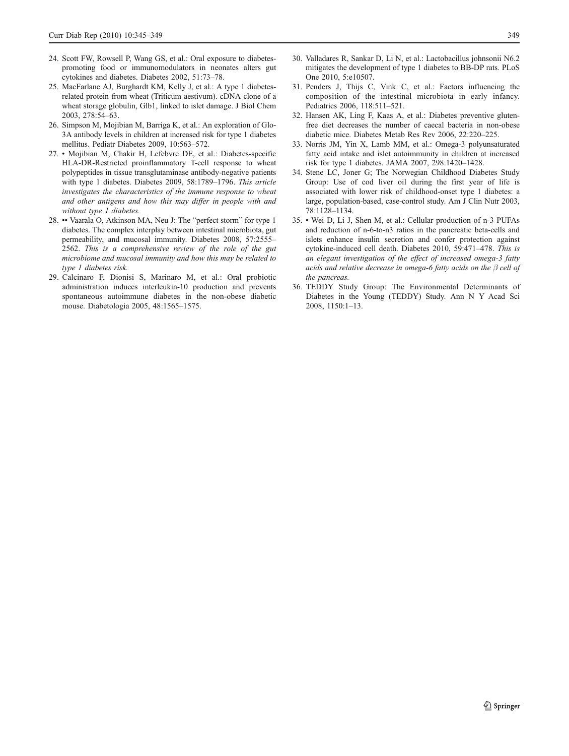24. Scott FW, Rowsell P, Wang GS, et al.: Oral exposure to diabetes-promoting food or immunomodulators in neonates alters gut cytokines and diabetes. Diabetes 2002, 51:73–78.
25. MacFarlane AJ, Burghardt KM, Kelly J, et al.: A type 1 diabetes-related protein from wheat (Triticum aestivum). cDNA clone of a wheat storage globulin, Glb1, linked to islet damage. J Biol Chem 2003, 278:54–63.
26. Simpson M, Mojibian M, Barriga K, et al.: An exploration of Glo-3A antibody levels in children at increased risk for type 1 diabetes mellitus. Pediatr Diabetes 2009, 10:563–572.
27. • Mojibian M, Chakir H, Lefebvre DE, et al.: Diabetes-specific HLA-DR-Restricted proinflammatory T-cell response to wheat polypeptides in tissue transglutaminase antibody-negative patients with type 1 diabetes. Diabetes 2009, 58:1789–1796. *This article investigates the characteristics of the immune response to wheat and other antigens and how this may differ in people with and without type 1 diabetes.*
28. •• Vaarala O, Atkinson MA, Neu J: The "perfect storm" for type 1 diabetes. The complex interplay between intestinal microbiota, gut permeability, and mucosal immunity. Diabetes 2008, 57:2555–2562. *This is a comprehensive review of the role of the gut microbiome and mucosal immunity and how this may be related to type 1 diabetes risk.*
29. Calcinaro F, Dionisi S, Marinaro M, et al.: Oral probiotic administration induces interleukin-10 production and prevents spontaneous autoimmune diabetes in the non-obese diabetic mouse. Diabetologia 2005, 48:1565–1575.
30. Valladares R, Sankar D, Li N, et al.: Lactobacillus johnsonii N6.2 mitigates the development of type 1 diabetes to BB-DP rats. PLoS One 2010, 5:e10507.
31. Penders J, Thijs C, Vink C, et al.: Factors influencing the composition of the intestinal microbiota in early infancy. Pediatrics 2006, 118:511–521.
32. Hansen AK, Ling F, Kaas A, et al.: Diabetes preventive gluten-free diet decreases the number of caecal bacteria in non-obese diabetic mice. Diabetes Metab Res Rev 2006, 22:220–225.
33. Norris JM, Yin X, Lamb MM, et al.: Omega-3 polyunsaturated fatty acid intake and islet autoimmunity in children at increased risk for type 1 diabetes. JAMA 2007, 298:1420–1428.
34. Stene LC, Joner G; The Norwegian Childhood Diabetes Study Group: Use of cod liver oil during the first year of life is associated with lower risk of childhood-onset type 1 diabetes: a large, population-based, case-control study. Am J Clin Nutr 2003, 78:1128–1134.
35. • Wei D, Li J, Shen M, et al.: Cellular production of n-3 PUFAs and reduction of n-6-to-n3 ratios in the pancreatic beta-cells and islets enhance insulin secretion and confer protection against cytokine-induced cell death. Diabetes 2010, 59:471–478. *This is an elegant investigation of the effect of increased omega-3 fatty acids and relative decrease in omega-6 fatty acids on the $\beta$ cell of the pancreas.*
36. TEDDY Study Group: The Environmental Determinants of Diabetes in the Young (TEDDY) Study. Ann N Y Acad Sci 2008, 1150:1–13.